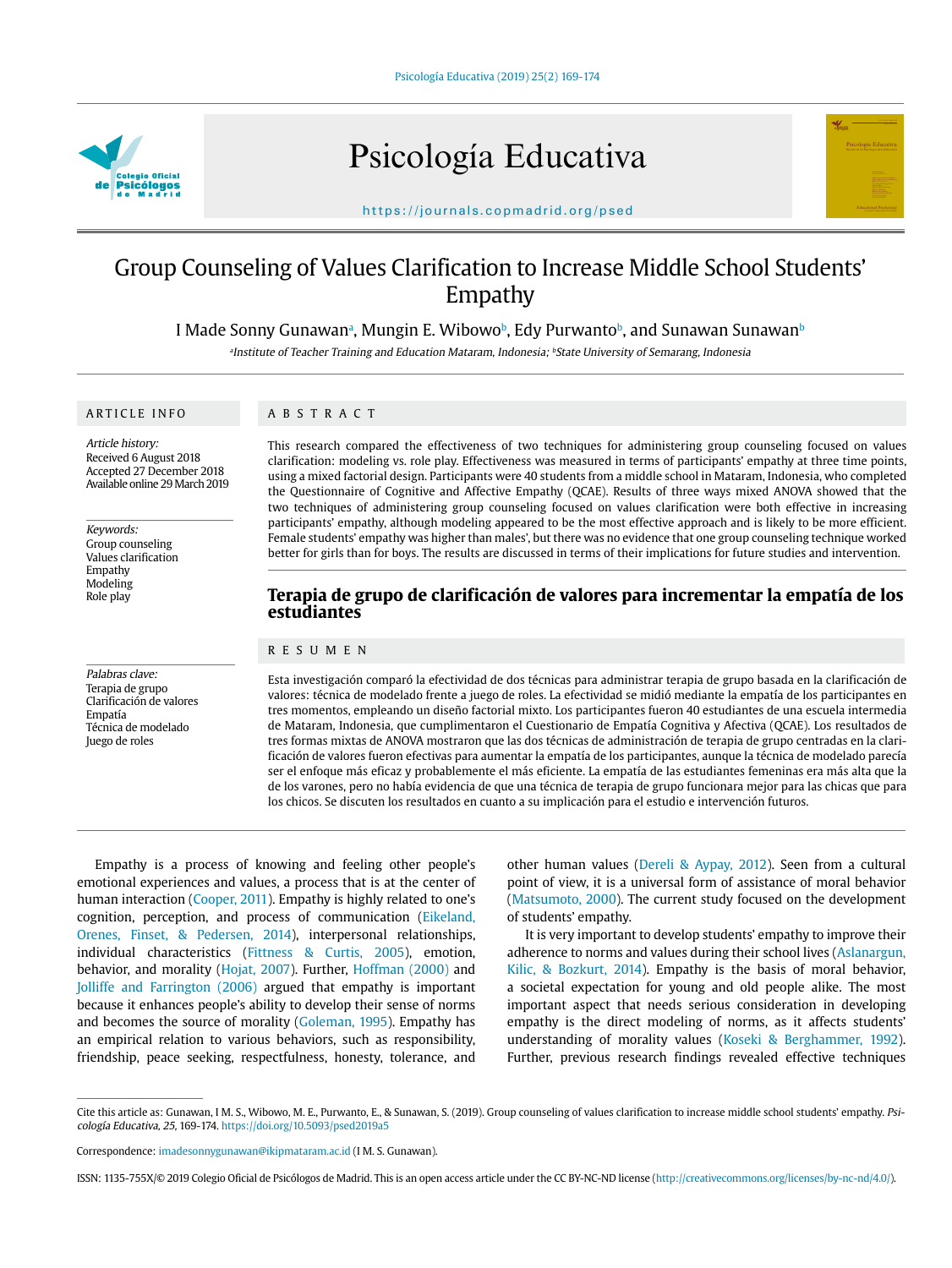# Group Counseling of Values Clarification to Increase Middle School Students' Empathy

I Made Sonny Gunawan[a], Mungin E. Wibowo[b], Edy Purwanto[b], and Sunawan Sunawan[b]

[a]Institute of Teacher Training and Education Mataram, Indonesia; [b]State University of Semarang, Indonesia

## ARTICLE INFO

*Article history:*
Received 6 August 2018
Accepted 27 December 2018
Available online 29 March 2019

*Keywords:*
Group counseling
Values clarification
Empathy
Modeling
Role play

## ABSTRACT

This research compared the effectiveness of two techniques for administering group counseling focused on values clarification: modeling vs. role play. Effectiveness was measured in terms of participants' empathy at three time points, using a mixed factorial design. Participants were 40 students from a middle school in Mataram, Indonesia, who completed the Questionnaire of Cognitive and Affective Empathy (QCAE). Results of three ways mixed ANOVA showed that the two techniques of administering group counseling focused on values clarification were both effective in increasing participants' empathy, although modeling appeared to be the most effective approach and is likely to be more efficient. Female students' empathy was higher than males', but there was no evidence that one group counseling technique worked better for girls than for boys. The results are discussed in terms of their implications for future studies and intervention.

## Terapia de grupo de clarificación de valores para incrementar la empatía de los estudiantes

*Palabras clave:*
Terapia de grupo
Clarificación de valores
Empatía
Técnica de modelado
Juego de roles

## RESUMEN

Esta investigación comparó la efectividad de dos técnicas para administrar terapia de grupo basada en la clarificación de valores: técnica de modelado frente a juego de roles. La efectividad se midió mediante la empatía de los participantes en tres momentos, empleando un diseño factorial mixto. Los participantes fueron 40 estudiantes de una escuela intermedia de Mataram, Indonesia, que cumplimentaron el Cuestionario de Empatía Cognitiva y Afectiva (QCAE). Los resultados de tres formas mixtas de ANOVA mostraron que las dos técnicas de administración de terapia de grupo centradas en la clarificación de valores fueron efectivas para aumentar la empatía de los participantes, aunque la técnica de modelado parecía ser el enfoque más eficaz y probablemente el más eficiente. La empatía de las estudiantes femeninas era más alta que la de los varones, pero no había evidencia de que una técnica de terapia de grupo funcionara mejor para las chicas que para los chicos. Se discuten los resultados en cuanto a su implicación para el estudio e intervención futuros.

Empathy is a process of knowing and feeling other people's emotional experiences and values, a process that is at the center of human interaction (Cooper, 2011). Empathy is highly related to one's cognition, perception, and process of communication (Eikeland, Orenes, Finset, & Pedersen, 2014), interpersonal relationships, individual characteristics (Fittness & Curtis, 2005), emotion, behavior, and morality (Hojat, 2007). Further, Hoffman (2000) and Jolliffe and Farrington (2006) argued that empathy is important because it enhances people's ability to develop their sense of norms and becomes the source of morality (Goleman, 1995). Empathy has an empirical relation to various behaviors, such as responsibility, friendship, peace seeking, respectfulness, honesty, tolerance, and other human values (Dereli & Aypay, 2012). Seen from a cultural point of view, it is a universal form of assistance of moral behavior (Matsumoto, 2000). The current study focused on the development of students' empathy.

It is very important to develop students' empathy to improve their adherence to norms and values during their school lives (Aslanargun, Kilic, & Bozkurt, 2014). Empathy is the basis of moral behavior, a societal expectation for young and old people alike. The most important aspect that needs serious consideration in developing empathy is the direct modeling of norms, as it affects students' understanding of morality values (Koseki & Berghammer, 1992). Further, previous research findings revealed effective techniques

Cite this article as: Gunawan, I M. S., Wibowo, M. E., Purwanto, E., & Sunawan, S. (2019). Group counseling of values clarification to increase middle school students' empathy. *Psicología Educativa, 25*, 169-174. https://doi.org/10.5093/psed2019a5

Correspondence: imadesonnygunawan@ikipmataram.ac.id (I M. S. Gunawan).

ISSN: 1135-755X/© 2019 Colegio Oficial de Psicólogos de Madrid. This is an open access article under the CC BY-NC-ND license (http://creativecommons.org/licenses/by-nc-nd/4.0/).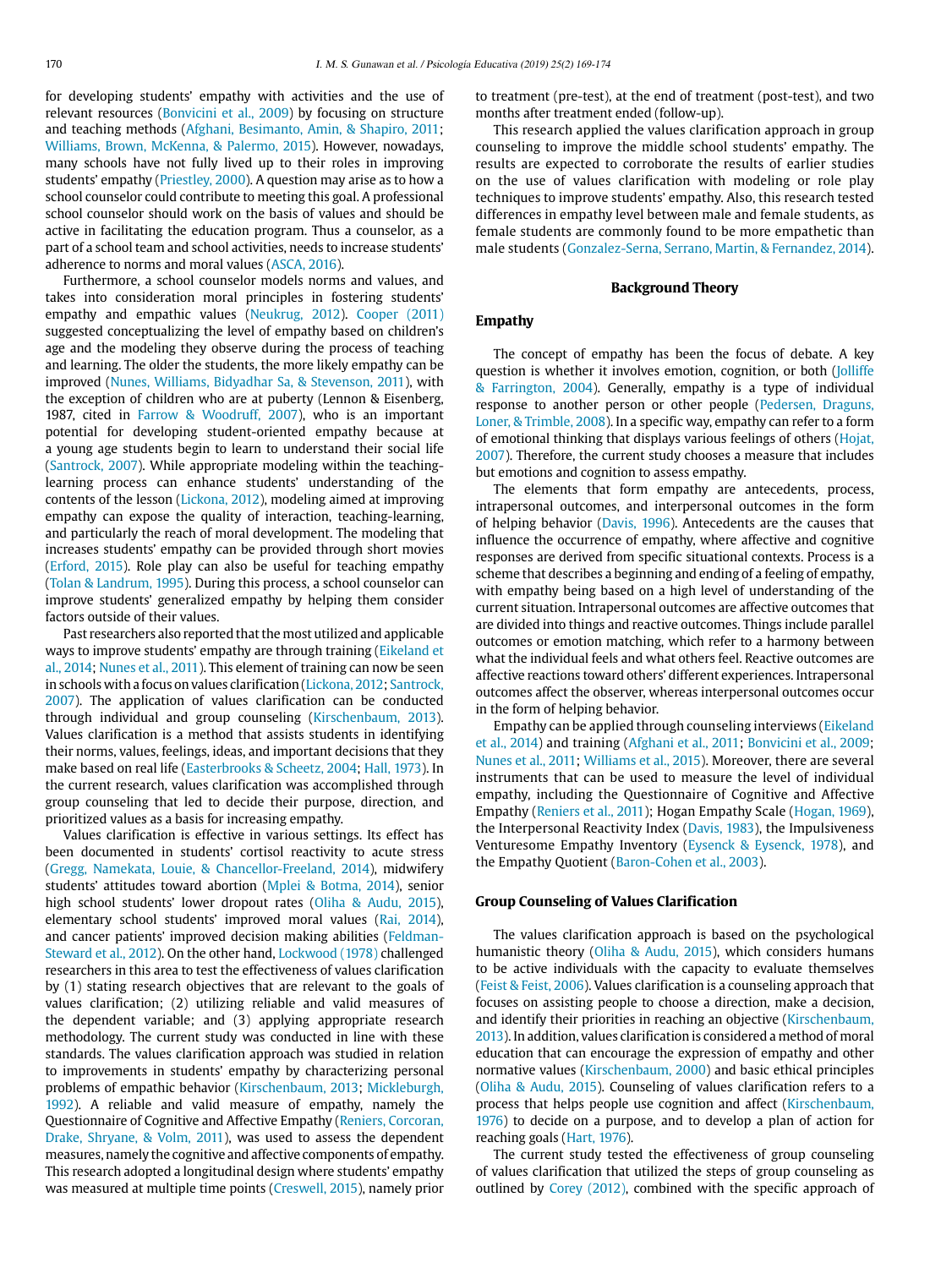for developing students' empathy with activities and the use of relevant resources (Bonvicini et al., 2009) by focusing on structure and teaching methods (Afghani, Besimanto, Amin, & Shapiro, 2011; Williams, Brown, McKenna, & Palermo, 2015). However, nowadays, many schools have not fully lived up to their roles in improving students' empathy (Priestley, 2000). A question may arise as to how a school counselor could contribute to meeting this goal. A professional school counselor should work on the basis of values and should be active in facilitating the education program. Thus a counselor, as a part of a school team and school activities, needs to increase students' adherence to norms and moral values (ASCA, 2016).

Furthermore, a school counselor models norms and values, and takes into consideration moral principles in fostering students' empathy and empathic values (Neukrug, 2012). Cooper (2011) suggested conceptualizing the level of empathy based on children's age and the modeling they observe during the process of teaching and learning. The older the students, the more likely empathy can be improved (Nunes, Williams, Bidyadhar Sa, & Stevenson, 2011), with the exception of children who are at puberty (Lennon & Eisenberg, 1987, cited in Farrow & Woodruff, 2007), who is an important potential for developing student-oriented empathy because at a young age students begin to learn to understand their social life (Santrock, 2007). While appropriate modeling within the teaching-learning process can enhance students' understanding of the contents of the lesson (Lickona, 2012), modeling aimed at improving empathy can expose the quality of interaction, teaching-learning, and particularly the reach of moral development. The modeling that increases students' empathy can be provided through short movies (Erford, 2015). Role play can also be useful for teaching empathy (Tolan & Landrum, 1995). During this process, a school counselor can improve students' generalized empathy by helping them consider factors outside of their values.

Past researchers also reported that the most utilized and applicable ways to improve students' empathy are through training (Eikeland et al., 2014; Nunes et al., 2011). This element of training can now be seen in schools with a focus on values clarification (Lickona, 2012; Santrock, 2007). The application of values clarification can be conducted through individual and group counseling (Kirschenbaum, 2013). Values clarification is a method that assists students in identifying their norms, values, feelings, ideas, and important decisions that they make based on real life (Easterbrooks & Scheetz, 2004; Hall, 1973). In the current research, values clarification was accomplished through group counseling that led to decide their purpose, direction, and prioritized values as a basis for increasing empathy.

Values clarification is effective in various settings. Its effect has been documented in students' cortisol reactivity to acute stress (Gregg, Namekata, Louie, & Chancellor-Freeland, 2014), midwifery students' attitudes toward abortion (Mplei & Botma, 2014), senior high school students' lower dropout rates (Oliha & Audu, 2015), elementary school students' improved moral values (Rai, 2014), and cancer patients' improved decision making abilities (Feldman-Steward et al., 2012). On the other hand, Lockwood (1978) challenged researchers in this area to test the effectiveness of values clarification by (1) stating research objectives that are relevant to the goals of values clarification; (2) utilizing reliable and valid measures of the dependent variable; and (3) applying appropriate research methodology. The current study was conducted in line with these standards. The values clarification approach was studied in relation to improvements in students' empathy by characterizing personal problems of empathic behavior (Kirschenbaum, 2013; Mickleburgh, 1992). A reliable and valid measure of empathy, namely the Questionnaire of Cognitive and Affective Empathy (Reniers, Corcoran, Drake, Shryane, & Volm, 2011), was used to assess the dependent measures, namely the cognitive and affective components of empathy. This research adopted a longitudinal design where students' empathy was measured at multiple time points (Creswell, 2015), namely prior to treatment (pre-test), at the end of treatment (post-test), and two months after treatment ended (follow-up).

This research applied the values clarification approach in group counseling to improve the middle school students' empathy. The results are expected to corroborate the results of earlier studies on the use of values clarification with modeling or role play techniques to improve students' empathy. Also, this research tested differences in empathy level between male and female students, as female students are commonly found to be more empathetic than male students (Gonzalez-Serna, Serrano, Martin, & Fernandez, 2014).

## Background Theory

### Empathy

The concept of empathy has been the focus of debate. A key question is whether it involves emotion, cognition, or both (Jolliffe & Farrington, 2004). Generally, empathy is a type of individual response to another person or other people (Pedersen, Draguns, Loner, & Trimble, 2008). In a specific way, empathy can refer to a form of emotional thinking that displays various feelings of others (Hojat, 2007). Therefore, the current study chooses a measure that includes but emotions and cognition to assess empathy.

The elements that form empathy are antecedents, process, intrapersonal outcomes, and interpersonal outcomes in the form of helping behavior (Davis, 1996). Antecedents are the causes that influence the occurrence of empathy, where affective and cognitive responses are derived from specific situational contexts. Process is a scheme that describes a beginning and ending of a feeling of empathy, with empathy being based on a high level of understanding of the current situation. Intrapersonal outcomes are affective outcomes that are divided into things and reactive outcomes. Things include parallel outcomes or emotion matching, which refer to a harmony between what the individual feels and what others feel. Reactive outcomes are affective reactions toward others' different experiences. Intrapersonal outcomes affect the observer, whereas interpersonal outcomes occur in the form of helping behavior.

Empathy can be applied through counseling interviews (Eikeland et al., 2014) and training (Afghani et al., 2011; Bonvicini et al., 2009; Nunes et al., 2011; Williams et al., 2015). Moreover, there are several instruments that can be used to measure the level of individual empathy, including the Questionnaire of Cognitive and Affective Empathy (Reniers et al., 2011); Hogan Empathy Scale (Hogan, 1969), the Interpersonal Reactivity Index (Davis, 1983), the Impulsiveness Venturesome Empathy Inventory (Eysenck & Eysenck, 1978), and the Empathy Quotient (Baron-Cohen et al., 2003).

### Group Counseling of Values Clarification

The values clarification approach is based on the psychological humanistic theory (Oliha & Audu, 2015), which considers humans to be active individuals with the capacity to evaluate themselves (Feist & Feist, 2006). Values clarification is a counseling approach that focuses on assisting people to choose a direction, make a decision, and identify their priorities in reaching an objective (Kirschenbaum, 2013). In addition, values clarification is considered a method of moral education that can encourage the expression of empathy and other normative values (Kirschenbaum, 2000) and basic ethical principles (Oliha & Audu, 2015). Counseling of values clarification refers to a process that helps people use cognition and affect (Kirschenbaum, 1976) to decide on a purpose, and to develop a plan of action for reaching goals (Hart, 1976).

The current study tested the effectiveness of group counseling of values clarification that utilized the steps of group counseling as outlined by Corey (2012), combined with the specific approach of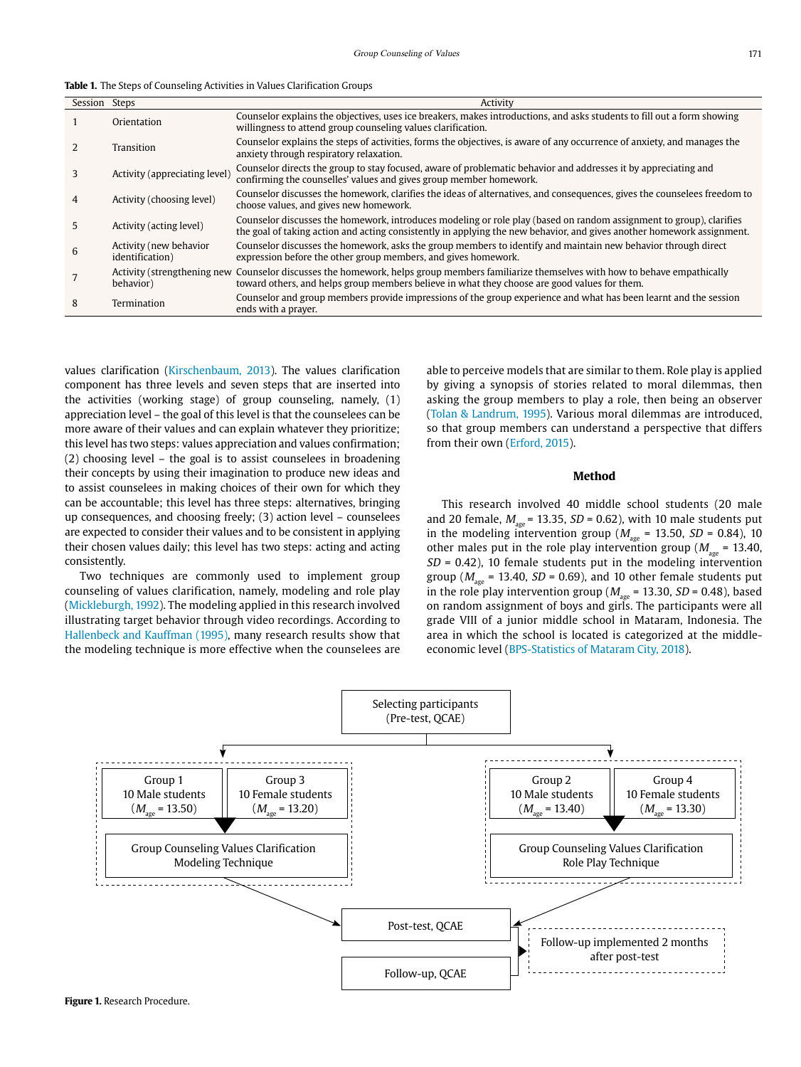**Table 1.** The Steps of Counseling Activities in Values Clarification Groups

| Session | Steps | Activity |
|---|---|---|
| 1 | Orientation | Counselor explains the objectives, uses ice breakers, makes introductions, and asks students to fill out a form showing willingness to attend group counseling values clarification. |
| 2 | Transition | Counselor explains the steps of activities, forms the objectives, is aware of any occurrence of anxiety, and manages the anxiety through respiratory relaxation. |
| 3 | Activity (appreciating level) | Counselor directs the group to stay focused, aware of problematic behavior and addresses it by appreciating and confirming the counselles' values and gives group member homework. |
| 4 | Activity (choosing level) | Counselor discusses the homework, clarifies the ideas of alternatives, and consequences, gives the counselees freedom to choose values, and gives new homework. |
| 5 | Activity (acting level) | Counselor discusses the homework, introduces modeling or role play (based on random assignment to group), clarifies the goal of taking action and acting consistently in applying the new behavior, and gives another homework assignment. |
| 6 | Activity (new behavior identification) | Counselor discusses the homework, asks the group members to identify and maintain new behavior through direct expression before the other group members, and gives homework. |
| 7 | Activity (strengthening new behavior) | Counselor discusses the homework, helps group members familiarize themselves with how to behave empathically toward others, and helps group members believe in what they choose are good values for them. |
| 8 | Termination | Counselor and group members provide impressions of the group experience and what has been learnt and the session ends with a prayer. |

values clarification (Kirschenbaum, 2013). The values clarification component has three levels and seven steps that are inserted into the activities (working stage) of group counseling, namely, (1) appreciation level – the goal of this level is that the counselees can be more aware of their values and can explain whatever they prioritize; this level has two steps: values appreciation and values confirmation; (2) choosing level – the goal is to assist counselees in broadening their concepts by using their imagination to produce new ideas and to assist counselees in making choices of their own for which they can be accountable; this level has three steps: alternatives, bringing up consequences, and choosing freely; (3) action level – counselees are expected to consider their values and to be consistent in applying their chosen values daily; this level has two steps: acting and acting consistently.

Two techniques are commonly used to implement group counseling of values clarification, namely, modeling and role play (Mickleburgh, 1992). The modeling applied in this research involved illustrating target behavior through video recordings. According to Hallenbeck and Kauffman (1995), many research results show that the modeling technique is more effective when the counselees are able to perceive models that are similar to them. Role play is applied by giving a synopsis of stories related to moral dilemmas, then asking the group members to play a role, then being an observer (Tolan & Landrum, 1995). Various moral dilemmas are introduced, so that group members can understand a perspective that differs from their own (Erford, 2015).

## Method

This research involved 40 middle school students (20 male and 20 female, $M_{age}$ = 13.35, $SD$ = 0.62), with 10 male students put in the modeling intervention group ($M_{age}$ = 13.50, $SD$ = 0.84), 10 other males put in the role play intervention group ($M_{age}$ = 13.40, $SD$ = 0.42), 10 female students put in the modeling intervention group ($M_{age}$ = 13.40, $SD$ = 0.69), and 10 other female students put in the role play intervention group ($M_{age}$ = 13.30, $SD$ = 0.48), based on random assignment of boys and girls. The participants were all grade VIII of a junior middle school in Mataram, Indonesia. The area in which the school is located is categorized at the middle-economic level (BPS-Statistics of Mataram City, 2018).

Selecting participants (Pre-test, QCAE)

Group 1: 10 Male students ($M_{age}$ = 13.50) | Group 3: 10 Female students ($M_{age}$ = 13.20) → Group Counseling Values Clarification Modeling Technique

Group 2: 10 Male students ($M_{age}$ = 13.40) | Group 4: 10 Female students ($M_{age}$ = 13.30) → Group Counseling Values Clarification Role Play Technique

Post-test, QCAE → Follow-up implemented 2 months after post-test → Follow-up, QCAE

**Figure 1.** Research Procedure.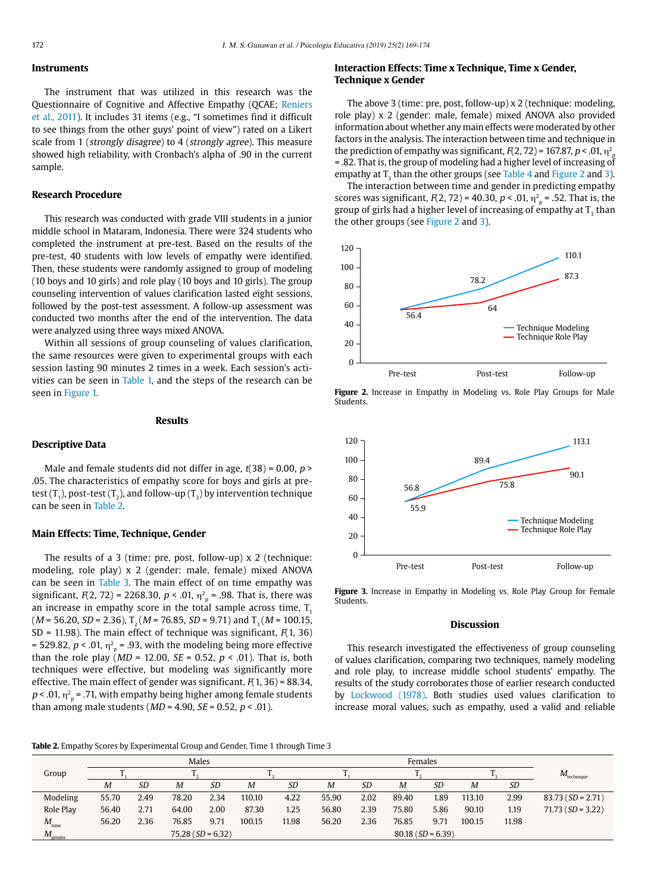## Instruments

The instrument that was utilized in this research was the Questionnaire of Cognitive and Affective Empathy (QCAE; Reniers et al., 2011). It includes 31 items (e.g., "I sometimes find it difficult to see things from the other guys' point of view") rated on a Likert scale from 1 (*strongly disagree*) to 4 (*strongly agree*). This measure showed high reliability, with Cronbach's alpha of .90 in the current sample.

## Research Procedure

This research was conducted with grade VIII students in a junior middle school in Mataram, Indonesia. There were 324 students who completed the instrument at pre-test. Based on the results of the pre-test, 40 students with low levels of empathy were identified. Then, these students were randomly assigned to group of modeling (10 boys and 10 girls) and role play (10 boys and 10 girls). The group counseling intervention of values clarification lasted eight sessions, followed by the post-test assessment. A follow-up assessment was conducted two months after the end of the intervention. The data were analyzed using three ways mixed ANOVA.

Within all sessions of group counseling of values clarification, the same resources were given to experimental groups with each session lasting 90 minutes 2 times in a week. Each session's activities can be seen in Table 1, and the steps of the research can be seen in Figure 1.

# Results

## Descriptive Data

Male and female students did not differ in age, $t(38) = 0.00$, $p > .05$. The characteristics of empathy score for boys and girls at pre-test ($T_1$), post-test ($T_2$), and follow-up ($T_3$) by intervention technique can be seen in Table 2.

## Main Effects: Time, Technique, Gender

The results of a 3 (time: pre, post, follow-up) x 2 (technique: modeling, role play) x 2 (gender: male, female) mixed ANOVA can be seen in Table 3. The main effect of on time empathy was significant, $F(2, 72) = 2268.30$, $p < .01$, $\eta^2_p = .98$. That is, there was an increase in empathy score in the total sample across time, $T_1$ ($M = 56.20$, $SD = 2.36$), $T_2$ ($M = 76.85$, $SD = 9.71$) and $T_3$ ($M = 100.15$, SD = 11.98). The main effect of technique was significant, $F(1, 36) = 529.82$, $p < .01$, $\eta^2_p = .93$, with the modeling being more effective than the role play ($MD = 12.00$, $SE = 0.52$, $p < .01$). That is, both techniques were effective, but modeling was significantly more effective. The main effect of gender was significant, $F(1, 36) = 88.34$, $p < .01$, $\eta^2_p = .71$, with empathy being higher among female students than among male students ($MD = 4.90$, $SE = 0.52$, $p < .01$).

## Interaction Effects: Time x Technique, Time x Gender, Technique x Gender

The above 3 (time: pre, post, follow-up) x 2 (technique: modeling, role play) x 2 (gender: male, female) mixed ANOVA also provided information about whether any main effects were moderated by other factors in the analysis. The interaction between time and technique in the prediction of empathy was significant, $F(2, 72) = 167.87$, $p < .01$, $\eta^2_p = .82$. That is, the group of modeling had a higher level of increasing of empathy at $T_3$ than the other groups (see Table 4 and Figure 2 and 3).

The interaction between time and gender in predicting empathy scores was significant, $F(2, 72) = 40.30$, $p < .01$, $\eta^2_p = .52$. That is, the group of girls had a higher level of increasing of empathy at $T_3$ than the other groups (see Figure 2 and 3).

**Figure 2.** Increase in Empathy in Modeling vs. Role Play Groups for Male Students.

**Figure 3.** Increase in Empathy in Modeling vs. Role Play Group for Female Students.

# Discussion

This research investigated the effectiveness of group counseling of values clarification, comparing two techniques, namely modeling and role play, to increase middle school students' empathy. The results of the study corroborates those of earlier research conducted by Lockwood (1978). Both studies used values clarification to increase moral values, such as empathy, used a valid and reliable

**Table 2.** Empathy Scores by Experimental Group and Gender, Time 1 through Time 3

| Group | Males | | | | | | Females | | | | | | $M_{technique}$ |
|---|---|---|---|---|---|---|---|---|---|---|---|---|---|
| | $T_1$ | | $T_2$ | | $T_3$ | | $T_1$ | | $T_2$ | | $T_3$ | | |
| | *M* | *SD* | *M* | *SD* | *M* | *SD* | *M* | *SD* | *M* | *SD* | *M* | *SD* | |
| Modeling | 55.70 | 2.49 | 78.20 | 2.34 | 110.10 | 4.22 | 55.90 | 2.02 | 89.40 | 1.89 | 113.10 | 2.99 | 83.73 (*SD* = 2.71) |
| Role Play | 56.40 | 2.71 | 64.00 | 2.00 | 87.30 | 1.25 | 56.80 | 2.39 | 75.80 | 5.86 | 90.10 | 1.19 | 71.73 (*SD* = 3.22) |
| $M_{time}$ | 56.20 | 2.36 | 76.85 | 9.71 | 100.15 | 11.98 | 56.20 | 2.36 | 76.85 | 9.71 | 100.15 | 11.98 | |
| $M_{gender}$ | | | 75.28 (*SD* = 6.32) | | | | | | 80.18 (*SD* = 6.39) | | | | |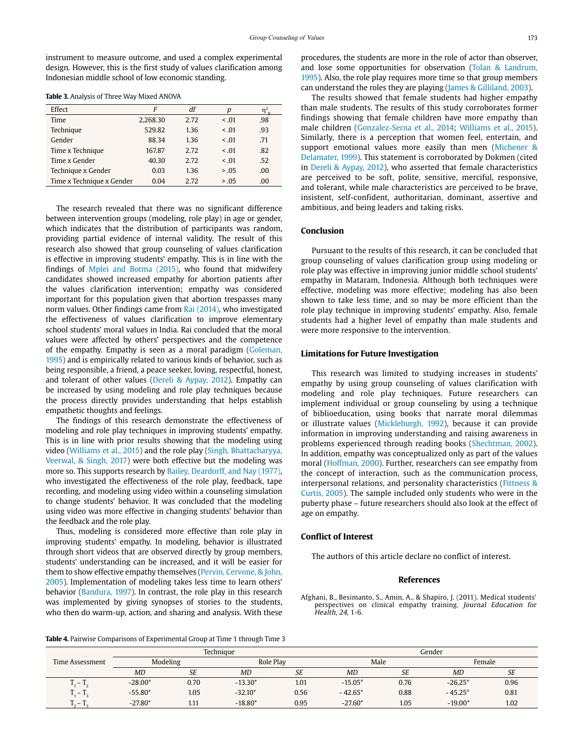instrument to measure outcome, and used a complex experimental design. However, this is the first study of values clarification among Indonesian middle school of low economic standing.

**Table 3.** Analysis of Three Way Mixed ANOVA

| Effect | $F$ | $df$ | $p$ | $\eta^2_p$ |
|---|---|---|---|---|
| Time | 2,268.30 | 2.72 | < .01 | .98 |
| Technique | 529.82 | 1.36 | < .01 | .93 |
| Gender | 88.34 | 1.36 | < .01 | .71 |
| Time x Technique | 167.87 | 2.72 | < .01 | .82 |
| Time x Gender | 40.30 | 2.72 | < .01 | .52 |
| Technique x Gender | 0.03 | 1.36 | > .05 | .00 |
| Time x Technique x Gender | 0.04 | 2.72 | > .05 | .00 |

The research revealed that there was no significant difference between intervention groups (modeling, role play) in age or gender, which indicates that the distribution of participants was random, providing partial evidence of internal validity. The result of this research also showed that group counseling of values clarification is effective in improving students' empathy. This is in line with the findings of Mplei and Botma (2015), who found that midwifery candidates showed increased empathy for abortion patients after the values clarification intervention; empathy was considered important for this population given that abortion trespasses many norm values. Other findings came from Rai (2014), who investigated the effectiveness of values clarification to improve elementary school students' moral values in India. Rai concluded that the moral values were affected by others' perspectives and the competence of the empathy. Empathy is seen as a moral paradigm (Goleman, 1995) and is empirically related to various kinds of behavior, such as being responsible, a friend, a peace seeker, loving, respectful, honest, and tolerant of other values (Dereli & Aypay, 2012). Empathy can be increased by using modeling and role play techniques because the process directly provides understanding that helps establish empathetic thoughts and feelings.

The findings of this research demonstrate the effectiveness of modeling and role play techniques in improving students' empathy. This is in line with prior results showing that the modeling using video (Williams et al., 2015) and the role play (Singh, Bhattacharyya, Veerwal, & Singh, 2017) were both effective but the modeling was more so. This supports research by Bailey, Deardorff, and Nay (1977), who investigated the effectiveness of the role play, feedback, tape recording, and modeling using video within a counseling simulation to change students' behavior. It was concluded that the modeling using video was more effective in changing students' behavior than the feedback and the role play.

Thus, modeling is considered more effective than role play in improving students' empathy. In modeling, behavior is illustrated through short videos that are observed directly by group members, students' understanding can be increased, and it will be easier for them to show effective empathy themselves (Pervin, Cervone, & John, 2005). Implementation of modeling takes less time to learn others' behavior (Bandura, 1997). In contrast, the role play in this research was implemented by giving synopses of stories to the students, who then do warm-up, action, and sharing and analysis. With these procedures, the students are more in the role of actor than observer, and lose some opportunities for observation (Tolan & Landrum, 1995). Also, the role play requires more time so that group members can understand the roles they are playing (James & Gilliland, 2003).

The results showed that female students had higher empathy than male students. The results of this study corroborates former findings showing that female children have more empathy than male children (Gonzalez-Serna et al., 2014; Williams et al., 2015). Similarly, there is a perception that women feel, entertain, and support emotional values more easily than men (Michener & Delamater, 1999). This statement is corroborated by Dokmen (cited in Dereli & Aypay, 2012), who asserted that female characteristics are perceived to be soft, polite, sensitive, merciful, responsive, and tolerant, while male characteristics are perceived to be brave, insistent, self-confident, authoritarian, dominant, assertive and ambitious, and being leaders and taking risks.

## Conclusion

Pursuant to the results of this research, it can be concluded that group counseling of values clarification group using modeling or role play was effective in improving junior middle school students' empathy in Mataram, Indonesia. Although both techniques were effective, modeling was more effective; modeling has also been shown to take less time, and so may be more efficient than the role play technique in improving students' empathy. Also, female students had a higher level of empathy than male students and were more responsive to the intervention.

## Limitations for Future Investigation

This research was limited to studying increases in students' empathy by using group counseling of values clarification with modeling and role play techniques. Future researchers can implement individual or group counseling by using a technique of biblioeducation, using books that narrate moral dilemmas or illustrate values (Mickleburgh, 1992), because it can provide information in improving understanding and raising awareness in problems experienced through reading books (Shechtman, 2002). In addition, empathy was conceptualized only as part of the values moral (Hoffman, 2000). Further, researchers can see empathy from the concept of interaction, such as the communication process, interpersonal relations, and personality characteristics (Fittness & Curtis, 2005). The sample included only students who were in the puberty phase – future researchers should also look at the effect of age on empathy.

## Conflict of Interest

The authors of this article declare no conflict of interest.

## References

Afghani, B., Besimanto, S., Amin, A., & Shapiro, J. (2011). Medical students' perspectives on clinical empathy training. *Journal Education for Health, 24*, 1-6.

**Table 4.** Pairwise Comparisons of Experimental Group at Time 1 through Time 3

| Time Assessment | Technique | | | | Gender | | | |
|---|---|---|---|---|---|---|---|---|
| | Modeling | | Role Play | | Male | | Female | |
| | $MD$ | $SE$ | $MD$ | $SE$ | $MD$ | $SE$ | $MD$ | $SE$ |
| $T_1 - T_2$ | -28.00* | 0.70 | -13.30* | 1.01 | -15.05* | 0.76 | -26.25* | 0.96 |
| $T_1 - T_3$ | -55.80* | 1.05 | -32.10* | 0.56 | - 42.65* | 0.88 | - 45.25* | 0.81 |
| $T_2 - T_3$ | -27.80* | 1.11 | -18.80* | 0.95 | -27.60* | 1.05 | -19.00* | 1.02 |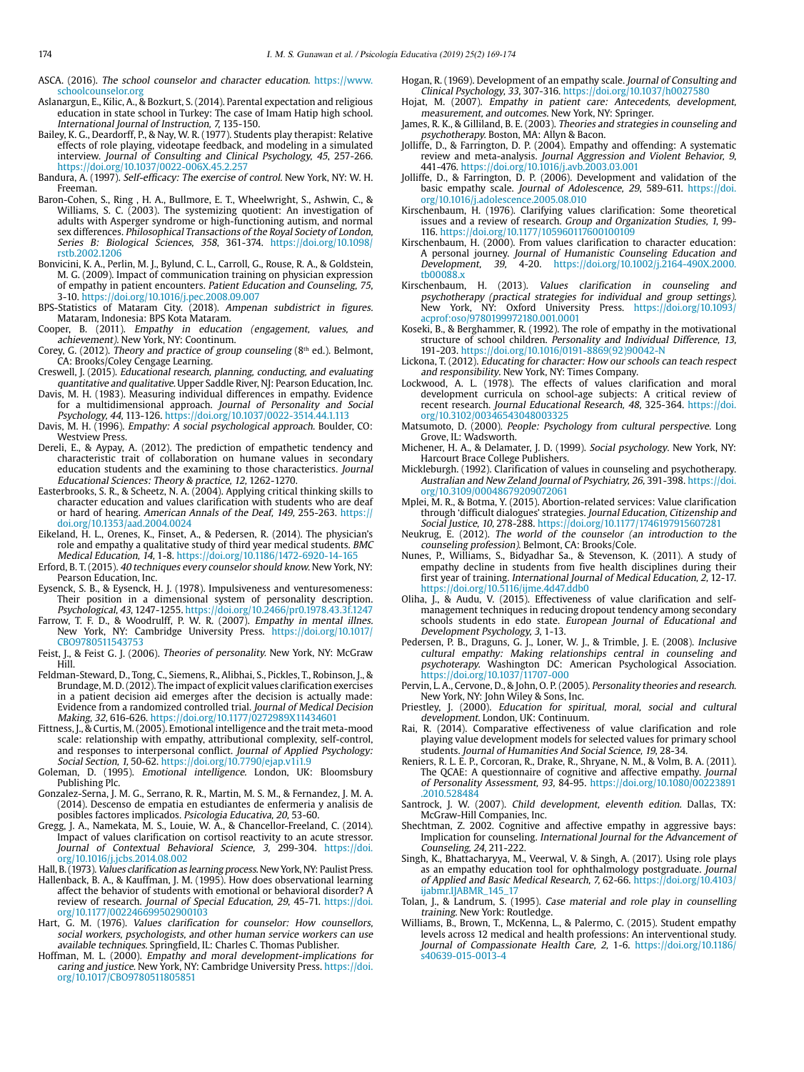ASCA. (2016). *The school counselor and character education.* https://www.schoolcounselor.org

Aslanargun, E., Kilic, A., & Bozkurt, S. (2014). Parental expectation and religious education in state school in Turkey: The case of Imam Hatip high school. *International Journal of Instruction, 7,* 135-150.

Bailey, K. G., Deardorff, P., & Nay, W. R. (1977). Students play therapist: Relative effects of role playing, videotape feedback, and modeling in a simulated interview. *Journal of Consulting and Clinical Psychology, 45,* 257-266. https://doi.org/10.1037/0022-006X.45.2.257

Bandura, A. (1997). *Self-efficacy: The exercise of control.* New York, NY: W. H. Freeman.

Baron-Cohen, S., Ring , H. A., Bullmore, E. T., Wheelwright, S., Ashwin, C., & Williams, S. C. (2003). The systemizing quotient: An investigation of adults with Asperger syndrome or high-functioning autism, and normal sex differences. *Philosophical Transactions of the Royal Society of London, Series B: Biological Sciences, 358,* 361-374. https://doi.org/10.1098/rstb.2002.1206

Bonvicini, K. A., Perlin, M. J., Bylund, C. L., Carroll, G., Rouse, R. A., & Goldstein, M. G. (2009). Impact of communication training on physician expression of empathy in patient encounters. *Patient Education and Counseling, 75,* 3-10. https://doi.org/10.1016/j.pec.2008.09.007

BPS-Statistics of Mataram City. (2018). *Ampenan subdistrict in figures.* Mataram, Indonesia: BPS Kota Mataram.

Cooper, B. (2011). *Empathy in education (engagement, values, and achievement).* New York, NY: Coontinum.

Corey, G. (2012). *Theory and practice of group counseling* (8th ed.). Belmont, CA: Brooks/Coley Cengage Learning.

Creswell, J. (2015). *Educational research, planning, conducting, and evaluating quantitative and qualitative.* Upper Saddle River, NJ: Pearson Education, Inc.

Davis, M. H. (1983). Measuring individual differences in empathy. Evidence for a multidimensional approach. *Journal of Personality and Social Psychology, 44,* 113-126. https://doi.org/10.1037/0022-3514.44.1.113

Davis, M. H. (1996). *Empathy: A social psychological approach.* Boulder, CO: Westview Press.

Dereli, E., & Aypay, A. (2012). The prediction of empathetic tendency and characteristic trait of collaboration on humane values in secondary education students and the examining to those characteristics. *Journal Educational Sciences: Theory & practice, 12,* 1262-1270.

Easterbrooks, S. R., & Scheetz, N. A. (2004). Applying critical thinking skills to character education and values clarification with students who are deaf or hard of hearing. *American Annals of the Deaf, 149,* 255-263. https://doi.org/10.1353/aad.2004.0024

Eikeland, H. L., Orenes, K., Finset, A., & Pedersen, R. (2014). The physician's role and empathy a qualitative study of third year medical students. *BMC Medical Education, 14,* 1-8. https://doi.org/10.1186/1472-6920-14-165

Erford, B. T. (2015). *40 techniques every counselor should know.* New York, NY: Pearson Education, Inc.

Eysenck, S. B., & Eysenck, H. J. (1978). Impulsiveness and venturesomeness: Their position in a dimensional system of personality description. *Psychological, 43,* 1247-1255. https://doi.org/10.2466/pr0.1978.43.3f.1247

Farrow, T. F. D., & Woodrulff, P. W. R. (2007). *Empathy in mental illnes.* New York, NY: Cambridge University Press. https://doi.org/10.1017/CBO9780511543753

Feist, J., & Feist G. J. (2006). *Theories of personality.* New York, NY: McGraw Hill.

Feldman-Steward, D., Tong, C., Siemens, R., Alibhai, S., Pickles, T., Robinson, J., & Brundage, M. D. (2012). The impact of explicit values clarification exercises in a patient decision aid emerges after the decision is actually made: Evidence from a randomized controlled trial. *Journal of Medical Decision Making, 32,* 616-626. https://doi.org/10.1177/0272989X11434601

Fittness, J., & Curtis, M. (2005). Emotional intelligence and the trait meta-mood scale: relationship with empathy, attributional complexity, self-control, and responses to interpersonal conflict. *Journal of Applied Psychology: Social Section, 1,* 50-62. https://doi.org/10.7790/ejap.v1i1.9

Goleman, D. (1995). *Emotional intelligence.* London, UK: Bloomsbury Publishing Plc.

Gonzalez-Serna, J. M. G., Serrano, R. R., Martin, M. S. M., & Fernandez, J. M. A. (2014). Descenso de empatia en estudiantes de enfermeria y analisis de posibles factores implicados. *Psicologia Educativa, 20,* 53-60.

Gregg, J. A., Namekata, M. S., Louie, W. A., & Chancellor-Freeland, C. (2014). Impact of values clarification on cortisol reactivity to an acute stressor. *Journal of Contextual Behavioral Science, 3,* 299-304. https://doi.org/10.1016/j.jcbs.2014.08.002

Hall, B. (1973). *Values clarification as learning process.* New York, NY: Paulist Press.

Hallenback, B. A., & Kauffman, J. M. (1995). How does observational learning affect the behavior of students with emotional or behavioral disorder? A review of research. *Journal of Special Education, 29,* 45-71. https://doi.org/10.1177/002246699502900103

Hart, G. M. (1976). *Values clarification for counselor: How counsellors, social workers, psychologists, and other human service workers can use available techniques.* Springfield, IL: Charles C. Thomas Publisher.

Hoffman, M. L. (2000). *Empathy and moral development-implications for caring and justice.* New York, NY: Cambridge University Press. https://doi.org/10.1017/CBO9780511805851

Hogan, R. (1969). Development of an empathy scale. *Journal of Consulting and Clinical Psychology, 33,* 307-316. https://doi.org/10.1037/h0027580

Hojat, M. (2007). *Empathy in patient care: Antecedents, development, measurement, and outcomes.* New York, NY: Springer.

James, R. K., & Gilliland, B. E. (2003). *Theories and strategies in counseling and psychotherapy.* Boston, MA: Allyn & Bacon.

Jolliffe, D., & Farrington, D. P. (2004). Empathy and offending: A systematic review and meta-analysis. *Journal Aggression and Violent Behavior, 9,* 441-476. https://doi.org/10.1016/j.avb.2003.03.001

Jolliffe, D., & Farrington, D. P. (2006). Development and validation of the basic empathy scale. *Journal of Adolescence, 29,* 589-611. https://doi.org/10.1016/j.adolescence.2005.08.010

Kirschenbaum, H. (1976). Clarifying values clarification: Some theoretical issues and a review of research. *Group and Organization Studies, 1,* 99-116. https://doi.org/10.1177/105960117600100109

Kirschenbaum, H. (2000). From values clarification to character education: A personal journey. *Journal of Humanistic Counseling Education and Development, 39,* 4-20. https://doi.org/10.1002/j.2164-490X.2000.tb00088.x

Kirschenbaum, H. (2013). *Values clarification in counseling and psychotherapy (practical strategies for individual and group settings).* New York, NY: Oxford University Press. https://doi.org/10.1093/acprof:oso/9780199972180.001.0001

Koseki, B., & Berghammer, R. (1992). The role of empathy in the motivational structure of school children. *Personality and Individual Difference, 13,* 191-203. https://doi.org/10.1016/0191-8869(92)90042-N

Lickona, T. (2012). *Educating for character: How our schools can teach respect and responsibility.* New York, NY: Times Company.

Lockwood, A. L. (1978). The effects of values clarification and moral development curricula on school-age subjects: A critical review of recent research. *Journal Educational Research, 48,* 325-364. https://doi.org/10.3102/00346543048003325

Matsumoto, D. (2000). *People: Psychology from cultural perspective.* Long Grove, IL: Wadsworth.

Michener, H. A., & Delamater, J. D. (1999). *Social psychology.* New York, NY: Harcourt Brace College Publishers.

Mickleburgh. (1992). Clarification of values in counseling and psychotherapy. *Australian and New Zeland Journal of Psychiatry, 26,* 391-398. https://doi.org/10.3109/00048679209072061

Mplei, M. R., & Botma, Y. (2015). Abortion-related services: Value clarification through 'difficult dialogues' strategies. *Journal Education, Citizenship and Social Justice, 10,* 278-288. https://doi.org/10.1177/1746197915607281

Neukrug, E. (2012). *The world of the counselor (an introduction to the counseling profession).* Belmont, CA: Brooks/Cole.

Nunes, P., Williams, S., Bidyadhar Sa., & Stevenson, K. (2011). A study of empathy decline in students from five health disciplines during their first year of training. *International Journal of Medical Education, 2,* 12-17. https://doi.org/10.5116/ijme.4d47.ddb0

Oliha, J., & Audu, V. (2015). Effectiveness of value clarification and self-management techniques in reducing dropout tendency among secondary schools students in edo state. *European Journal of Educational and Development Psychology, 3,* 1-13.

Pedersen, P. B., Draguns, G. J., Loner, W. J., & Trimble, J. E. (2008). *Inclusive cultural empathy: Making relationships central in counseling and psychoterapy.* Washington DC: American Psychological Association. https://doi.org/10.1037/11707-000

Pervin, L. A., Cervone, D., & John, O. P. (2005). *Personality theories and research.* New York, NY: John Wiley & Sons, Inc.

Priestley, J. (2000). *Education for spiritual, moral, social and cultural development.* London, UK: Continuum.

Rai, R. (2014). Comparative effectiveness of value clarification and role playing value development models for selected values for primary school students. *Journal of Humanities And Social Science, 19,* 28-34.

Reniers, R. L. E. P., Corcoran, R., Drake, R., Shryane, N. M., & Volm, B. A. (2011). The QCAE: A questionnaire of cognitive and affective empathy. *Journal of Personality Assessment, 93,* 84-95. https://doi.org/10.1080/00223891.2010.528484

Santrock, J. W. (2007). *Child development, eleventh edition.* Dallas, TX: McGraw-Hill Companies, Inc.

Shechtman, Z. 2002. Cognitive and affective empathy in aggressive bays: Implication for counseling. *International Journal for the Advancement of Counseling, 24,* 211-222.

Singh, K., Bhattacharyya, M., Veerwal, V. & Singh, A. (2017). Using role plays as an empathy education tool for ophthalmology postgraduate. *Journal of Applied and Basic Medical Research, 7,* 62-66. https://doi.org/10.4103/ijabmr.IJABMR_145_17

Tolan, J., & Landrum, S. (1995). *Case material and role play in counselling training.* New York: Routledge.

Williams, B., Brown, T., McKenna, L., & Palermo, C. (2015). Student empathy levels across 12 medical and health professions: An interventional study. *Journal of Compassionate Health Care, 2,* 1-6. https://doi.org/10.1186/s40639-015-0013-4